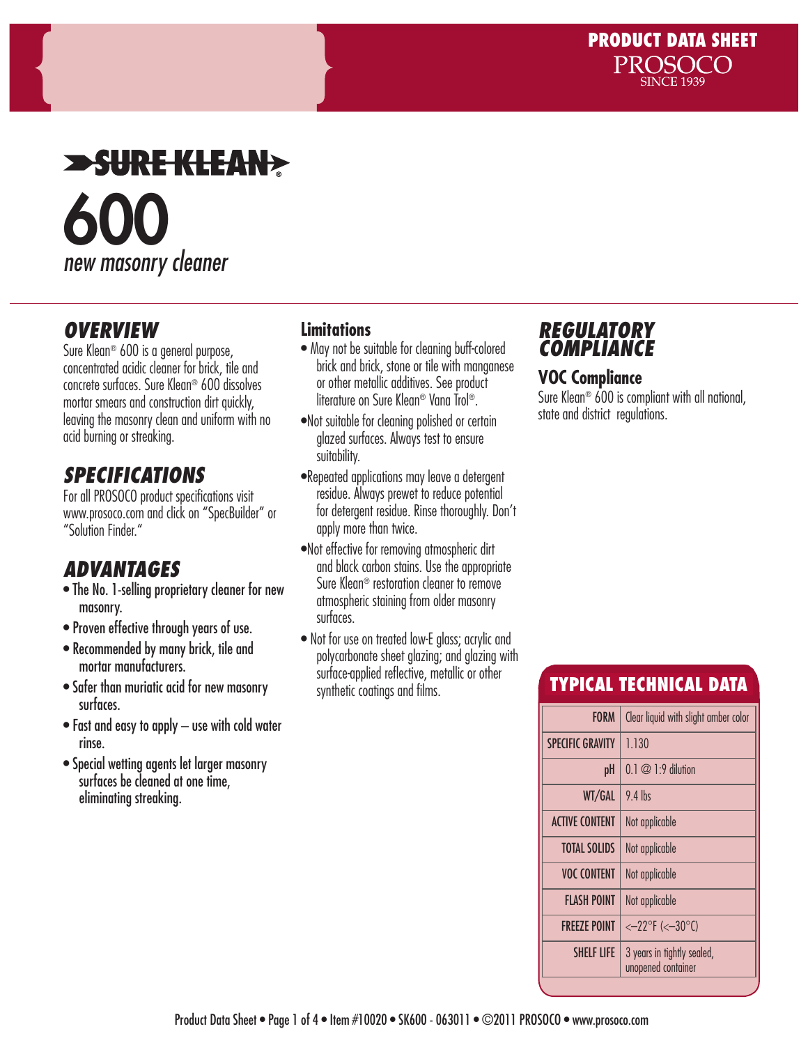PRODUCT DATA SHEET
PROSOCO
SINCE 1939

# SURE KLEAN®
# 600
*new masonry cleaner*

## OVERVIEW

Sure Klean® 600 is a general purpose, concentrated acidic cleaner for brick, tile and concrete surfaces. Sure Klean® 600 dissolves mortar smears and construction dirt quickly, leaving the masonry clean and uniform with no acid burning or streaking.

## SPECIFICATIONS

For all PROSOCO product specifications visit www.prosoco.com and click on "SpecBuilder" or "Solution Finder."

## ADVANTAGES

- The No. 1-selling proprietary cleaner for new masonry.
- Proven effective through years of use.
- Recommended by many brick, tile and mortar manufacturers.
- Safer than muriatic acid for new masonry surfaces.
- Fast and easy to apply – use with cold water rinse.
- Special wetting agents let larger masonry surfaces be cleaned at one time, eliminating streaking.

### Limitations

- May not be suitable for cleaning buff-colored brick and brick, stone or tile with manganese or other metallic additives. See product literature on Sure Klean® Vana Trol®.
- Not suitable for cleaning polished or certain glazed surfaces. Always test to ensure suitability.
- Repeated applications may leave a detergent residue. Always prewet to reduce potential for detergent residue. Rinse thoroughly. Don't apply more than twice.
- Not effective for removing atmospheric dirt and black carbon stains. Use the appropriate Sure Klean® restoration cleaner to remove atmospheric staining from older masonry surfaces.
- Not for use on treated low-E glass; acrylic and polycarbonate sheet glazing; and glazing with surface-applied reflective, metallic or other synthetic coatings and films.

## REGULATORY COMPLIANCE

### VOC Compliance

Sure Klean® 600 is compliant with all national, state and district regulations.

## TYPICAL TECHNICAL DATA

| | |
|---|---|
| FORM | Clear liquid with slight amber color |
| SPECIFIC GRAVITY | 1.130 |
| pH | 0.1 @ 1:9 dilution |
| WT/GAL | 9.4 lbs |
| ACTIVE CONTENT | Not applicable |
| TOTAL SOLIDS | Not applicable |
| VOC CONTENT | Not applicable |
| FLASH POINT | Not applicable |
| FREEZE POINT | <–22°F (<–30°C) |
| SHELF LIFE | 3 years in tightly sealed, unopened container |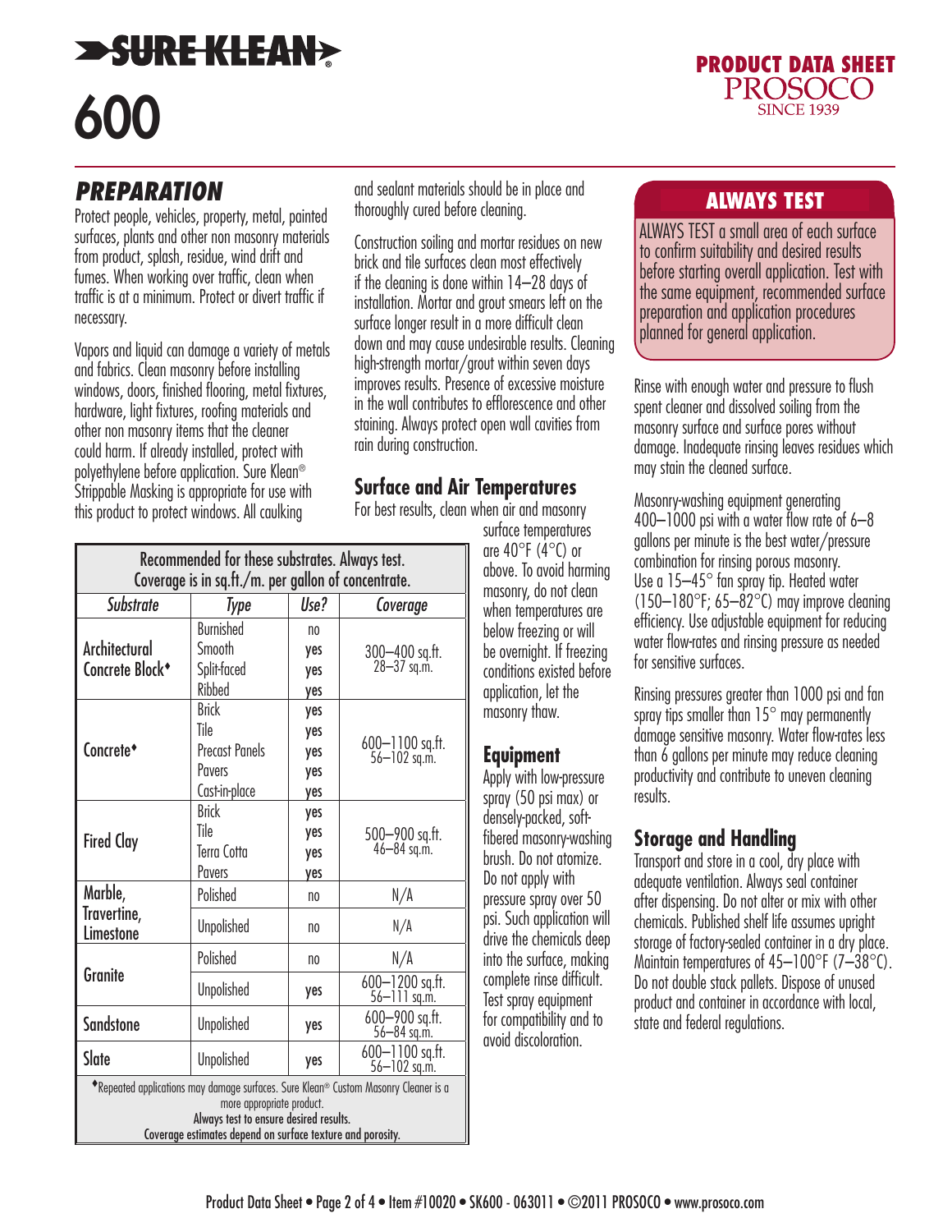# SURE KLEAN®

# 600

**PRODUCT DATA SHEET**
PROSOCO
SINCE 1939

## *PREPARATION*

Protect people, vehicles, property, metal, painted surfaces, plants and other non masonry materials from product, splash, residue, wind drift and fumes. When working over traffic, clean when traffic is at a minimum. Protect or divert traffic if necessary.

Vapors and liquid can damage a variety of metals and fabrics. Clean masonry before installing windows, doors, finished flooring, metal fixtures, hardware, light fixtures, roofing materials and other non masonry items that the cleaner could harm. If already installed, protect with polyethylene before application. Sure Klean® Strippable Masking is appropriate for use with this product to protect windows. All caulking and sealant materials should be in place and thoroughly cured before cleaning.

Construction soiling and mortar residues on new brick and tile surfaces clean most effectively if the cleaning is done within 14–28 days of installation. Mortar and grout smears left on the surface longer result in a more difficult clean down and may cause undesirable results. Cleaning high-strength mortar/grout within seven days improves results. Presence of excessive moisture in the wall contributes to efflorescence and other staining. Always protect open wall cavities from rain during construction.

| Recommended for these substrates. Always test. Coverage is in sq.ft./m. per gallon of concentrate. | | | |
|---|---|---|---|
| *Substrate* | *Type* | *Use?* | *Coverage* |
| Architectural Concrete Block♦ | Burnished | no | 300–400 sq.ft. 28–37 sq.m. |
| | Smooth | yes | |
| | Split-faced | yes | |
| | Ribbed | yes | |
| Concrete♦ | Brick | yes | 600–1100 sq.ft. 56–102 sq.m. |
| | Tile | yes | |
| | Precast Panels | yes | |
| | Pavers | yes | |
| | Cast-in-place | yes | |
| Fired Clay | Brick | yes | 500–900 sq.ft. 46–84 sq.m. |
| | Tile | yes | |
| | Terra Cotta | yes | |
| | Pavers | yes | |
| Marble, Travertine, Limestone | Polished | no | N/A |
| | Unpolished | no | N/A |
| Granite | Polished | no | N/A |
| | Unpolished | yes | 600–1200 sq.ft. 56–111 sq.m. |
| Sandstone | Unpolished | yes | 600–900 sq.ft. 56–84 sq.m. |
| Slate | Unpolished | yes | 600–1100 sq.ft. 56–102 sq.m. |

♦Repeated applications may damage surfaces. Sure Klean® Custom Masonry Cleaner is a more appropriate product.
Always test to ensure desired results.
Coverage estimates depend on surface texture and porosity.

### Surface and Air Temperatures

For best results, clean when air and masonry surface temperatures are 40°F (4°C) or above. To avoid harming masonry, do not clean when temperatures are below freezing or will be overnight. If freezing conditions existed before application, let the masonry thaw.

### Equipment

Apply with low-pressure spray (50 psi max) or densely-packed, soft-fibered masonry-washing brush. Do not atomize. Do not apply with pressure spray over 50 psi. Such application will drive the chemicals deep into the surface, making complete rinse difficult. Test spray equipment for compatibility and to avoid discoloration.

## ALWAYS TEST

ALWAYS TEST a small area of each surface to confirm suitability and desired results before starting overall application. Test with the same equipment, recommended surface preparation and application procedures planned for general application.

Rinse with enough water and pressure to flush spent cleaner and dissolved soiling from the masonry surface and surface pores without damage. Inadequate rinsing leaves residues which may stain the cleaned surface.

Masonry-washing equipment generating 400–1000 psi with a water flow rate of 6–8 gallons per minute is the best water/pressure combination for rinsing porous masonry. Use a 15–45° fan spray tip. Heated water (150–180°F; 65–82°C) may improve cleaning efficiency. Use adjustable equipment for reducing water flow-rates and rinsing pressure as needed for sensitive surfaces.

Rinsing pressures greater than 1000 psi and fan spray tips smaller than 15° may permanently damage sensitive masonry. Water flow-rates less than 6 gallons per minute may reduce cleaning productivity and contribute to uneven cleaning results.

### Storage and Handling

Transport and store in a cool, dry place with adequate ventilation. Always seal container after dispensing. Do not alter or mix with other chemicals. Published shelf life assumes upright storage of factory-sealed container in a dry place. Maintain temperatures of 45–100°F (7–38°C). Do not double stack pallets. Dispose of unused product and container in accordance with local, state and federal regulations.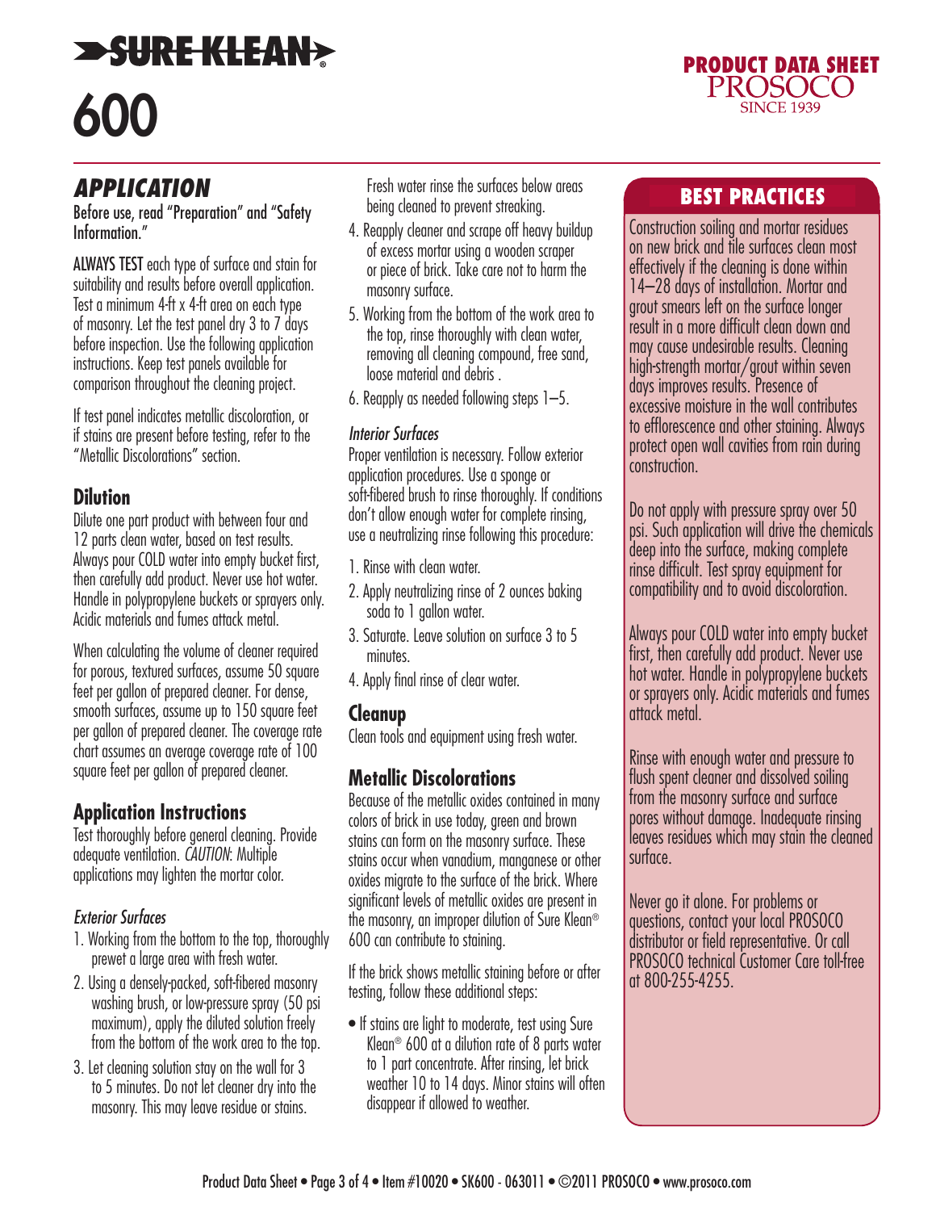# SURE KLEAN® 600

## PRODUCT DATA SHEET

## APPLICATION

Before use, read "Preparation" and "Safety Information."

**ALWAYS TEST** each type of surface and stain for suitability and results before overall application. Test a minimum 4-ft x 4-ft area on each type of masonry. Let the test panel dry 3 to 7 days before inspection. Use the following application instructions. Keep test panels available for comparison throughout the cleaning project.

If test panel indicates metallic discoloration, or if stains are present before testing, refer to the "Metallic Discolorations" section.

### Dilution

Dilute one part product with between four and 12 parts clean water, based on test results. Always pour COLD water into empty bucket first, then carefully add product. Never use hot water. Handle in polypropylene buckets or sprayers only. Acidic materials and fumes attack metal.

When calculating the volume of cleaner required for porous, textured surfaces, assume 50 square feet per gallon of prepared cleaner. For dense, smooth surfaces, assume up to 150 square feet per gallon of prepared cleaner. The coverage rate chart assumes an average coverage rate of 100 square feet per gallon of prepared cleaner.

### Application Instructions

Test thoroughly before general cleaning. Provide adequate ventilation. *CAUTION*: Multiple applications may lighten the mortar color.

*Exterior Surfaces*

1. Working from the bottom to the top, thoroughly prewet a large area with fresh water.
2. Using a densely-packed, soft-fibered masonry washing brush, or low-pressure spray (50 psi maximum), apply the diluted solution freely from the bottom of the work area to the top.
3. Let cleaning solution stay on the wall for 3 to 5 minutes. Do not let cleaner dry into the masonry. This may leave residue or stains.
   Fresh water rinse the surfaces below areas being cleaned to prevent streaking.
4. Reapply cleaner and scrape off heavy buildup of excess mortar using a wooden scraper or piece of brick. Take care not to harm the masonry surface.
5. Working from the bottom of the work area to the top, rinse thoroughly with clean water, removing all cleaning compound, free sand, loose material and debris .
6. Reapply as needed following steps 1–5.

*Interior Surfaces*

Proper ventilation is necessary. Follow exterior application procedures. Use a sponge or soft-fibered brush to rinse thoroughly. If conditions don't allow enough water for complete rinsing, use a neutralizing rinse following this procedure:

1. Rinse with clean water.
2. Apply neutralizing rinse of 2 ounces baking soda to 1 gallon water.
3. Saturate. Leave solution on surface 3 to 5 minutes.
4. Apply final rinse of clear water.

### Cleanup

Clean tools and equipment using fresh water.

### Metallic Discolorations

Because of the metallic oxides contained in many colors of brick in use today, green and brown stains can form on the masonry surface. These stains occur when vanadium, manganese or other oxides migrate to the surface of the brick. Where significant levels of metallic oxides are present in the masonry, an improper dilution of Sure Klean® 600 can contribute to staining.

If the brick shows metallic staining before or after testing, follow these additional steps:

- If stains are light to moderate, test using Sure Klean® 600 at a dilution rate of 8 parts water to 1 part concentrate. After rinsing, let brick weather 10 to 14 days. Minor stains will often disappear if allowed to weather.

## BEST PRACTICES

Construction soiling and mortar residues on new brick and tile surfaces clean most effectively if the cleaning is done within 14–28 days of installation. Mortar and grout smears left on the surface longer result in a more difficult clean down and may cause undesirable results. Cleaning high-strength mortar/grout within seven days improves results. Presence of excessive moisture in the wall contributes to efflorescence and other staining. Always protect open wall cavities from rain during construction.

Do not apply with pressure spray over 50 psi. Such application will drive the chemicals deep into the surface, making complete rinse difficult. Test spray equipment for compatibility and to avoid discoloration.

Always pour COLD water into empty bucket first, then carefully add product. Never use hot water. Handle in polypropylene buckets or sprayers only. Acidic materials and fumes attack metal.

Rinse with enough water and pressure to flush spent cleaner and dissolved soiling from the masonry surface and surface pores without damage. Inadequate rinsing leaves residues which may stain the cleaned surface.

Never go it alone. For problems or questions, contact your local PROSOCO distributor or field representative. Or call PROSOCO technical Customer Care toll-free at 800-255-4255.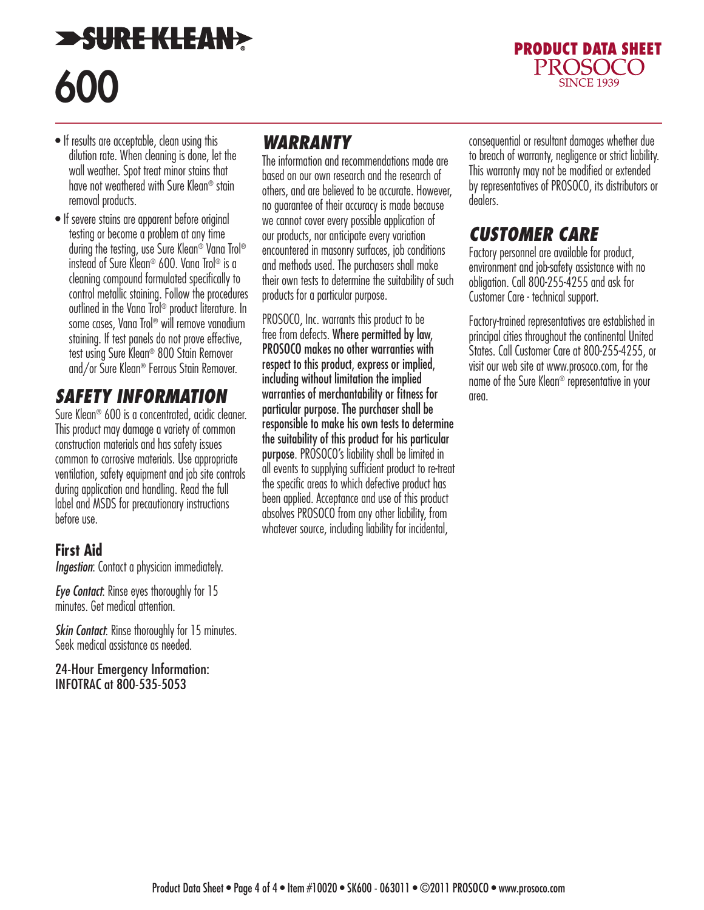# SURE KLEAN® 600

PRODUCT DATA SHEET
PROSOCO
SINCE 1939

- If results are acceptable, clean using this dilution rate. When cleaning is done, let the wall weather. Spot treat minor stains that have not weathered with Sure Klean® stain removal products.
- If severe stains are apparent before original testing or become a problem at any time during the testing, use Sure Klean® Vana Trol® instead of Sure Klean® 600. Vana Trol® is a cleaning compound formulated specifically to control metallic staining. Follow the procedures outlined in the Vana Trol® product literature. In some cases, Vana Trol® will remove vanadium staining. If test panels do not prove effective, test using Sure Klean® 800 Stain Remover and/or Sure Klean® Ferrous Stain Remover.

## SAFETY INFORMATION

Sure Klean® 600 is a concentrated, acidic cleaner. This product may damage a variety of common construction materials and has safety issues common to corrosive materials. Use appropriate ventilation, safety equipment and job site controls during application and handling. Read the full label and MSDS for precautionary instructions before use.

### First Aid

*Ingestion*: Contact a physician immediately.

*Eye Contact*: Rinse eyes thoroughly for 15 minutes. Get medical attention.

*Skin Contact*: Rinse thoroughly for 15 minutes. Seek medical assistance as needed.

24-Hour Emergency Information:
INFOTRAC at 800-535-5053

## WARRANTY

The information and recommendations made are based on our own research and the research of others, and are believed to be accurate. However, no guarantee of their accuracy is made because we cannot cover every possible application of our products, nor anticipate every variation encountered in masonry surfaces, job conditions and methods used. The purchasers shall make their own tests to determine the suitability of such products for a particular purpose.

PROSOCO, Inc. warrants this product to be free from defects. **Where permitted by law, PROSOCO makes no other warranties with respect to this product, express or implied, including without limitation the implied warranties of merchantability or fitness for particular purpose. The purchaser shall be responsible to make his own tests to determine the suitability of this product for his particular purpose**. PROSOCO's liability shall be limited in all events to supplying sufficient product to re-treat the specific areas to which defective product has been applied. Acceptance and use of this product absolves PROSOCO from any other liability, from whatever source, including liability for incidental, consequential or resultant damages whether due to breach of warranty, negligence or strict liability. This warranty may not be modified or extended by representatives of PROSOCO, its distributors or dealers.

## CUSTOMER CARE

Factory personnel are available for product, environment and job-safety assistance with no obligation. Call 800-255-4255 and ask for Customer Care - technical support.

Factory-trained representatives are established in principal cities throughout the continental United States. Call Customer Care at 800-255-4255, or visit our web site at www.prosoco.com, for the name of the Sure Klean® representative in your area.

Product Data Sheet • Page 4 of 4 • Item #10020 • SK600 - 063011 • ©2011 PROSOCO • www.prosoco.com